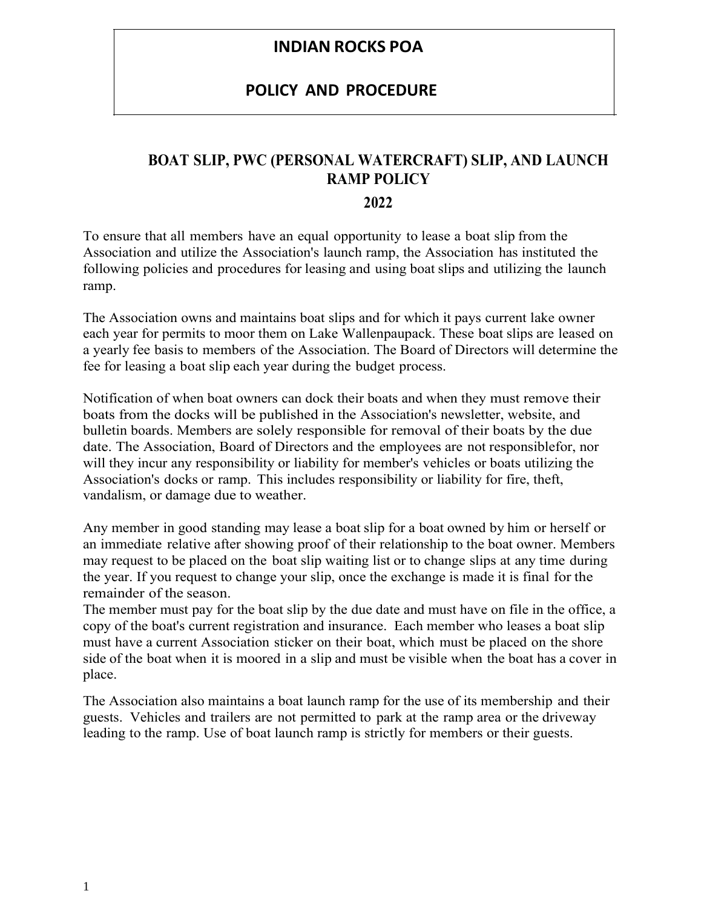# INDIAN ROCKS POA

## POLICY AND PROCEDURE

## BOAT SLIP, PWC (PERSONAL WATERCRAFT) SLIP, AND LAUNCH RAMP POLICY

## 2022

To ensure that all members have an equal opportunity to lease a boat slip from the Association and utilize the Association's launch ramp, the Association has instituted the following policies and procedures for leasing and using boat slips and utilizing the launch ramp.

The Association owns and maintains boat slips and for which it pays current lake owner each year for permits to moor them on Lake Wallenpaupack. These boat slips are leased on a yearly fee basis to members of the Association. The Board of Directors will determine the fee for leasing a boat slip each year during the budget process.

Notification of when boat owners can dock their boats and when they must remove their boats from the docks will be published in the Association's newsletter, website, and bulletin boards. Members are solely responsible for removal of their boats by the due date. The Association, Board of Directors and the employees are not responsiblefor, nor will they incur any responsibility or liability for member's vehicles or boats utilizing the Association's docks or ramp. This includes responsibility or liability for fire, theft, vandalism, or damage due to weather.

Any member in good standing may lease a boat slip for a boat owned by him or herself or an immediate relative after showing proof of their relationship to the boat owner. Members may request to be placed on the boat slip waiting list or to change slips at any time during the year. If you request to change your slip, once the exchange is made it is final for the remainder of the season.

The member must pay for the boat slip by the due date and must have on file in the office, a copy of the boat's current registration and insurance. Each member who leases a boat slip must have a current Association sticker on their boat, which must be placed on the shore side of the boat when it is moored in a slip and must be visible when the boat has a cover in place.

The Association also maintains a boat launch ramp for the use of its membership and their guests. Vehicles and trailers are not permitted to park at the ramp area or the driveway leading to the ramp. Use of boat launch ramp is strictly for members or their guests.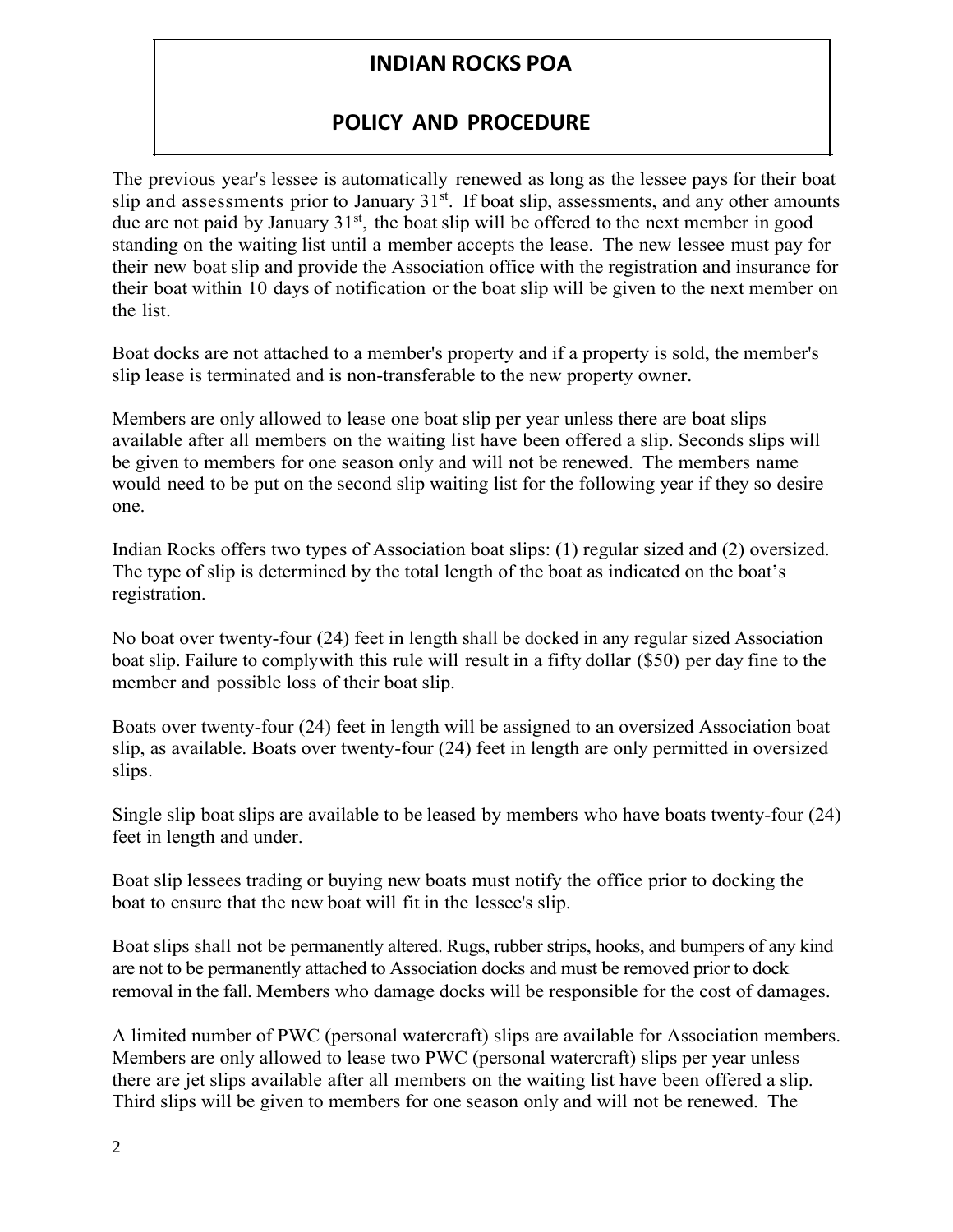# INDIAN ROCKS POA

## POLICY AND PROCEDURE

The previous year's lessee is automatically renewed as long as the lessee pays for their boat slip and assessments prior to January 31st. If boat slip, assessments, and any other amounts due are not paid by January 31st, the boat slip will be offered to the next member in good standing on the waiting list until a member accepts the lease. The new lessee must pay for their new boat slip and provide the Association office with the registration and insurance for their boat within 10 days of notification or the boat slip will be given to the next member on the list.

Boat docks are not attached to a member's property and if a property is sold, the member's slip lease is terminated and is non-transferable to the new property owner.

Members are only allowed to lease one boat slip per year unless there are boat slips available after all members on the waiting list have been offered a slip. Seconds slips will be given to members for one season only and will not be renewed. The members name would need to be put on the second slip waiting list for the following year if they so desire one.

Indian Rocks offers two types of Association boat slips: (1) regular sized and (2) oversized. The type of slip is determined by the total length of the boat as indicated on the boat's registration.

No boat over twenty-four (24) feet in length shall be docked in any regular sized Association boat slip. Failure to complywith this rule will result in a fifty dollar ($50) per day fine to the member and possible loss of their boat slip.

Boats over twenty-four (24) feet in length will be assigned to an oversized Association boat slip, as available. Boats over twenty-four (24) feet in length are only permitted in oversized slips.

Single slip boat slips are available to be leased by members who have boats twenty-four (24) feet in length and under.

Boat slip lessees trading or buying new boats must notify the office prior to docking the boat to ensure that the new boat will fit in the lessee's slip.

Boat slips shall not be permanently altered. Rugs, rubber strips, hooks, and bumpers of any kind are not to be permanently attached to Association docks and must be removed prior to dock removal in the fall. Members who damage docks will be responsible for the cost of damages.

A limited number of PWC (personal watercraft) slips are available for Association members. Members are only allowed to lease two PWC (personal watercraft) slips per year unless there are jet slips available after all members on the waiting list have been offered a slip. Third slips will be given to members for one season only and will not be renewed. The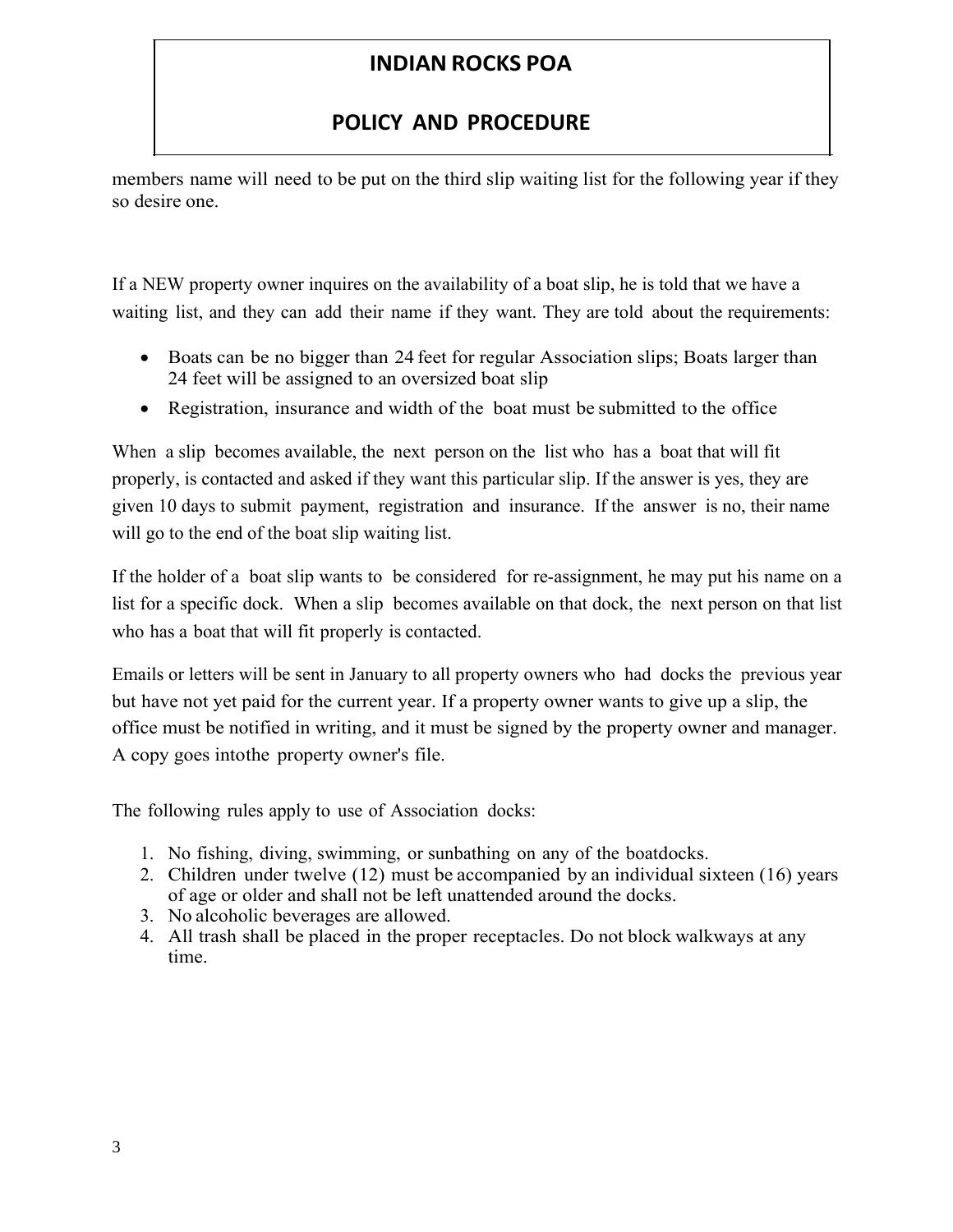members name will need to be put on the third slip waiting list for the following year if they so desire one.

If a NEW property owner inquires on the availability of a boat slip, he is told that we have a waiting list, and they can add their name if they want. They are told about the requirements:

- Boats can be no bigger than 24 feet for regular Association slips; Boats larger than 24 feet will be assigned to an oversized boat slip
- Registration, insurance and width of the boat must be submitted to the office

When a slip becomes available, the next person on the list who has a boat that will fit properly, is contacted and asked if they want this particular slip. If the answer is yes, they are given 10 days to submit payment, registration and insurance. If the answer is no, their name will go to the end of the boat slip waiting list.

If the holder of a boat slip wants to be considered for re-assignment, he may put his name on a list for a specific dock. When a slip becomes available on that dock, the next person on that list who has a boat that will fit properly is contacted.

Emails or letters will be sent in January to all property owners who had docks the previous year but have not yet paid for the current year. If a property owner wants to give up a slip, the office must be notified in writing, and it must be signed by the property owner and manager. A copy goes intothe property owner's file.

The following rules apply to use of Association docks:

1. No fishing, diving, swimming, or sunbathing on any of the boatdocks.
2. Children under twelve (12) must be accompanied by an individual sixteen (16) years of age or older and shall not be left unattended around the docks.
3. No alcoholic beverages are allowed.
4. All trash shall be placed in the proper receptacles. Do not block walkways at any time.